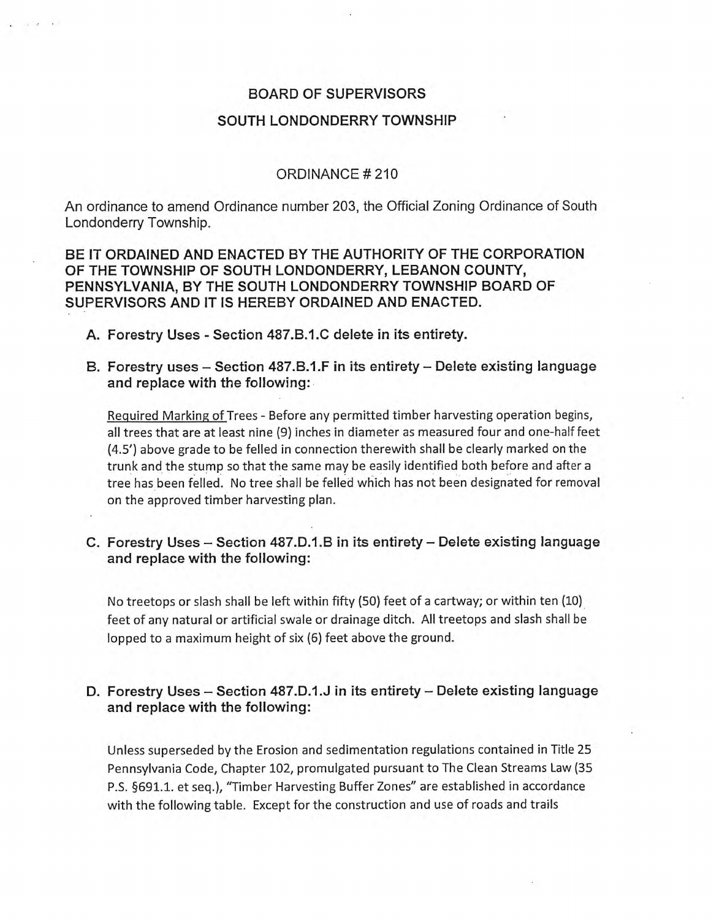# BOARD OF SUPERVISORS

## SOUTH LONDONDERRY TOWNSHIP

ORDINANCE # 210

An ordinance to amend Ordinance number 203, the Official Zoning Ordinance of South Londonderry Township.

**BE IT ORDAINED AND ENACTED BY THE AUTHORITY OF THE CORPORATION OF THE TOWNSHIP OF SOUTH LONDONDERRY, LEBANON COUNTY, PENNSYLVANIA, BY THE SOUTH LONDONDERRY TOWNSHIP BOARD OF SUPERVISORS AND IT IS HEREBY ORDAINED AND ENACTED.**

**A. Forestry Uses - Section 487.B.1.C delete in its entirety.**

**B. Forestry uses – Section 487.B.1.F in its entirety – Delete existing language and replace with the following:**

Required Marking of Trees - Before any permitted timber harvesting operation begins, all trees that are at least nine (9) inches in diameter as measured four and one-half feet (4.5') above grade to be felled in connection therewith shall be clearly marked on the trunk and the stump so that the same may be easily identified both before and after a tree has been felled. No tree shall be felled which has not been designated for removal on the approved timber harvesting plan.

**C. Forestry Uses – Section 487.D.1.B in its entirety – Delete existing language and replace with the following:**

No treetops or slash shall be left within fifty (50) feet of a cartway; or within ten (10) feet of any natural or artificial swale or drainage ditch. All treetops and slash shall be lopped to a maximum height of six (6) feet above the ground.

**D. Forestry Uses – Section 487.D.1.J in its entirety – Delete existing language and replace with the following:**

Unless superseded by the Erosion and sedimentation regulations contained in Title 25 Pennsylvania Code, Chapter 102, promulgated pursuant to The Clean Streams Law (35 P.S. §691.1. et seq.), "Timber Harvesting Buffer Zones" are established in accordance with the following table. Except for the construction and use of roads and trails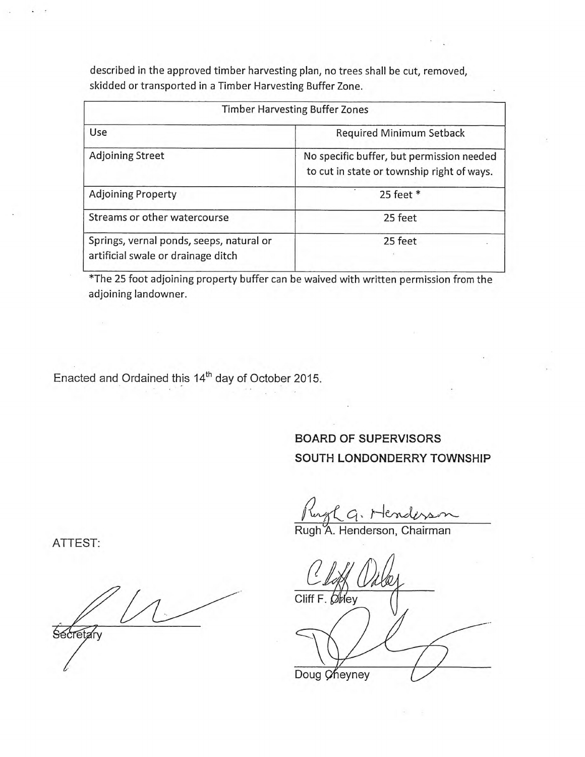described in the approved timber harvesting plan, no trees shall be cut, removed, skidded or transported in a Timber Harvesting Buffer Zone.

| Timber Harvesting Buffer Zones | |
|---|---|
| Use | Required Minimum Setback |
| Adjoining Street | No specific buffer, but permission needed to cut in state or township right of ways. |
| Adjoining Property | 25 feet * |
| Streams or other watercourse | 25 feet |
| Springs, vernal ponds, seeps, natural or artificial swale or drainage ditch | 25 feet |

*The 25 foot adjoining property buffer can be waived with written permission from the adjoining landowner.

Enacted and Ordained this 14th day of October 2015.

**BOARD OF SUPERVISORS**
**SOUTH LONDONDERRY TOWNSHIP**

Rugh A. Henderson, Chairman

Cliff F. Orley

Doug Cheyney

ATTEST:

Secretary